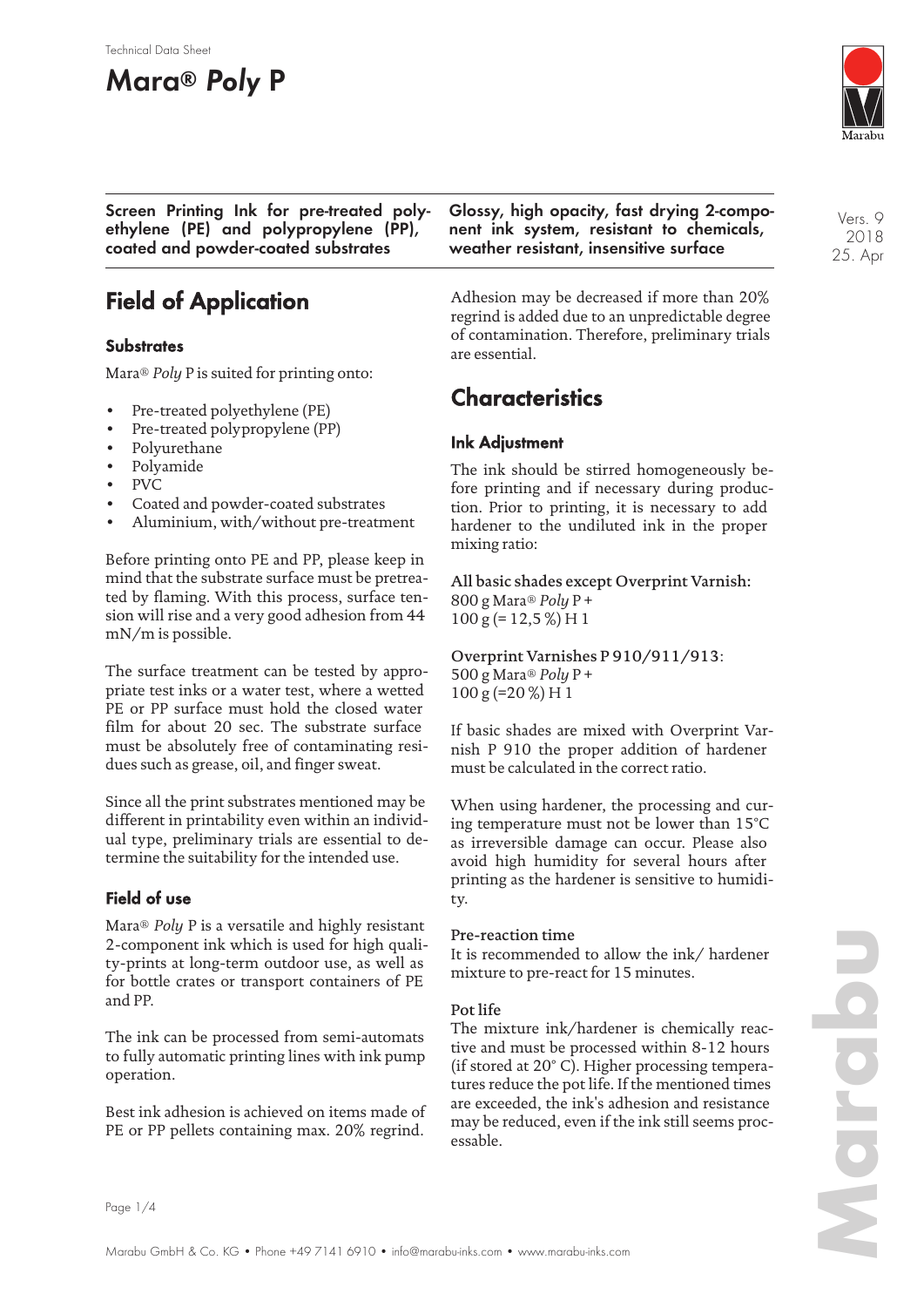Technical Data Sheet

# Mara® *Poly* P

**Screen Printing Ink for pre-treated polyethylene (PE) and polypropylene (PP), coated and powder-coated substrates**

**Glossy, high opacity, fast drying 2-component ink system, resistant to chemicals, weather resistant, insensitive surface**

Vers. 9
2018
25. Apr

## Field of Application

### Substrates

Mara® *Poly* P is suited for printing onto:

- Pre-treated polyethylene (PE)
- Pre-treated polypropylene (PP)
- Polyurethane
- Polyamide
- PVC
- Coated and powder-coated substrates
- Aluminium, with/without pre-treatment

Before printing onto PE and PP, please keep in mind that the substrate surface must be pretreated by flaming. With this process, surface tension will rise and a very good adhesion from 44 mN/m is possible.

The surface treatment can be tested by appropriate test inks or a water test, where a wetted PE or PP surface must hold the closed water film for about 20 sec. The substrate surface must be absolutely free of contaminating residues such as grease, oil, and finger sweat.

Since all the print substrates mentioned may be different in printability even within an individual type, preliminary trials are essential to determine the suitability for the intended use.

### Field of use

Mara® *Poly* P is a versatile and highly resistant 2-component ink which is used for high quality-prints at long-term outdoor use, as well as for bottle crates or transport containers of PE and PP.

The ink can be processed from semi-automats to fully automatic printing lines with ink pump operation.

Best ink adhesion is achieved on items made of PE or PP pellets containing max. 20% regrind.

Adhesion may be decreased if more than 20% regrind is added due to an unpredictable degree of contamination. Therefore, preliminary trials are essential.

## Characteristics

### Ink Adjustment

The ink should be stirred homogeneously before printing and if necessary during production. Prior to printing, it is necessary to add hardener to the undiluted ink in the proper mixing ratio:

All basic shades except Overprint Varnish:
800 g Mara® *Poly* P +
100 g (= 12,5 %) H 1

Overprint Varnishes P 910/911/913:
500 g Mara® *Poly* P +
100 g (=20 %) H 1

If basic shades are mixed with Overprint Varnish P 910 the proper addition of hardener must be calculated in the correct ratio.

When using hardener, the processing and curing temperature must not be lower than 15°C as irreversible damage can occur. Please also avoid high humidity for several hours after printing as the hardener is sensitive to humidity.

#### Pre-reaction time

It is recommended to allow the ink/ hardener mixture to pre-react for 15 minutes.

#### Pot life

The mixture ink/hardener is chemically reactive and must be processed within 8-12 hours (if stored at 20° C). Higher processing temperatures reduce the pot life. If the mentioned times are exceeded, the ink's adhesion and resistance may be reduced, even if the ink still seems processable.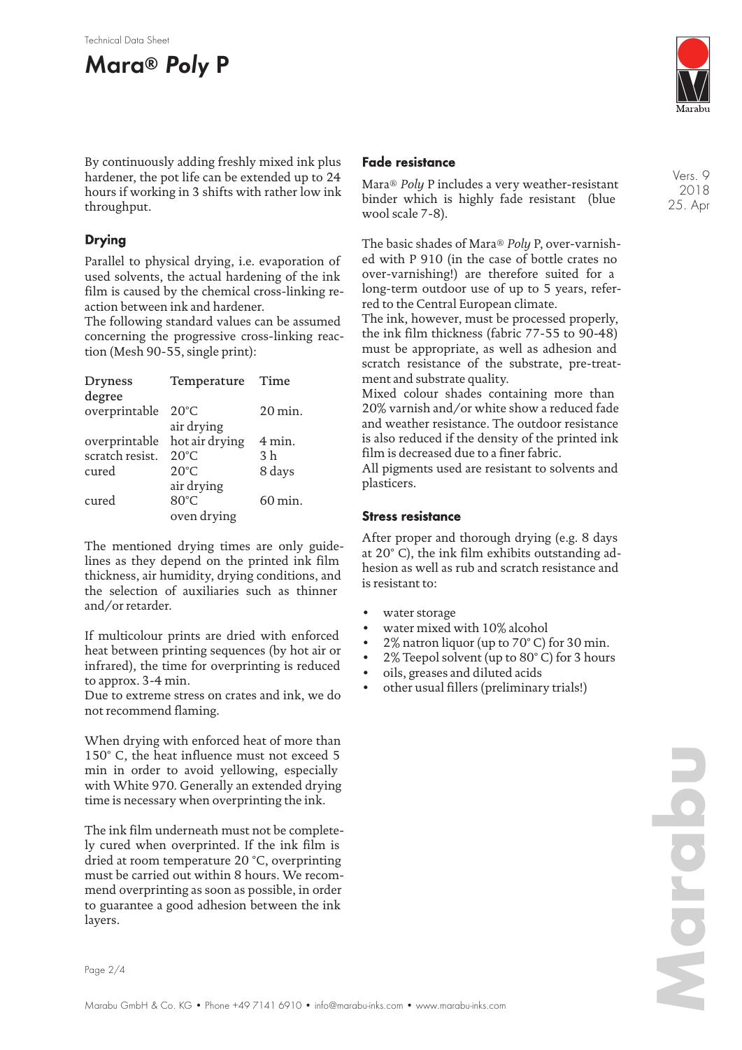By continuously adding freshly mixed ink plus hardener, the pot life can be extended up to 24 hours if working in 3 shifts with rather low ink throughput.

## Drying

Parallel to physical drying, i.e. evaporation of used solvents, the actual hardening of the ink film is caused by the chemical cross-linking reaction between ink and hardener.
The following standard values can be assumed concerning the progressive cross-linking reaction (Mesh 90-55, single print):

| Dryness degree | Temperature | Time |
|---|---|---|
| overprintable | 20°C air drying | 20 min. |
| overprintable | hot air drying | 4 min. |
| scratch resist. | 20°C | 3 h |
| cured | 20°C air drying | 8 days |
| cured | 80°C oven drying | 60 min. |

The mentioned drying times are only guidelines as they depend on the printed ink film thickness, air humidity, drying conditions, and the selection of auxiliaries such as thinner and/or retarder.

If multicolour prints are dried with enforced heat between printing sequences (by hot air or infrared), the time for overprinting is reduced to approx. 3-4 min.
Due to extreme stress on crates and ink, we do not recommend flaming.

When drying with enforced heat of more than 150° C, the heat influence must not exceed 5 min in order to avoid yellowing, especially with White 970. Generally an extended drying time is necessary when overprinting the ink.

The ink film underneath must not be completely cured when overprinted. If the ink film is dried at room temperature 20 °C, overprinting must be carried out within 8 hours. We recommend overprinting as soon as possible, in order to guarantee a good adhesion between the ink layers.

## Fade resistance

Mara® *Poly* P includes a very weather-resistant binder which is highly fade resistant (blue wool scale 7-8).

The basic shades of Mara® *Poly* P, over-varnished with P 910 (in the case of bottle crates no over-varnishing!) are therefore suited for a long-term outdoor use of up to 5 years, referred to the Central European climate.
The ink, however, must be processed properly, the ink film thickness (fabric 77-55 to 90-48) must be appropriate, as well as adhesion and scratch resistance of the substrate, pre-treatment and substrate quality.
Mixed colour shades containing more than 20% varnish and/or white show a reduced fade and weather resistance. The outdoor resistance is also reduced if the density of the printed ink film is decreased due to a finer fabric.
All pigments used are resistant to solvents and plasticers.

## Stress resistance

After proper and thorough drying (e.g. 8 days at 20° C), the ink film exhibits outstanding adhesion as well as rub and scratch resistance and is resistant to:

- water storage
- water mixed with 10% alcohol
- 2% natron liquor (up to 70° C) for 30 min.
- 2% Teepol solvent (up to 80° C) for 3 hours
- oils, greases and diluted acids
- other usual fillers (preliminary trials!)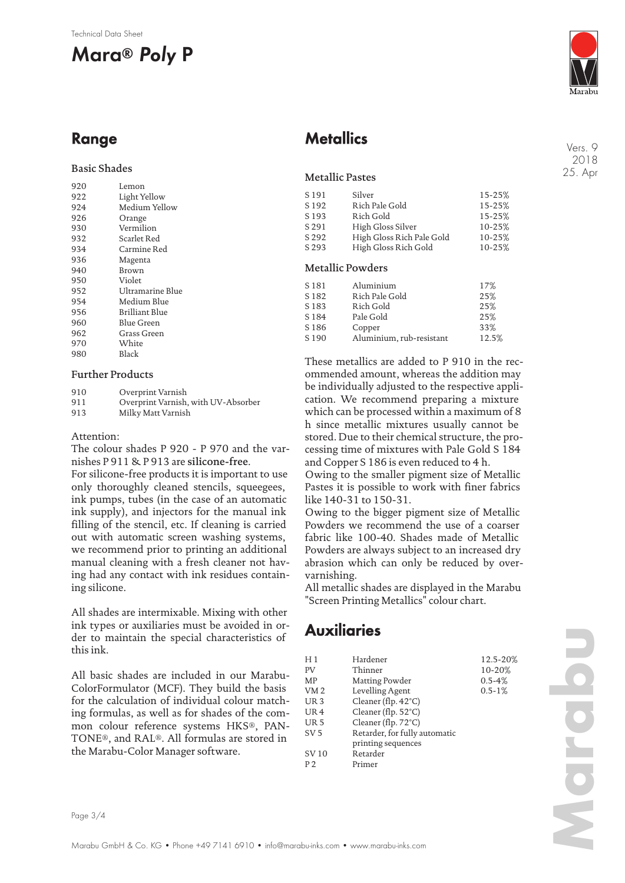# Mara® *Poly* P

## Range

### Basic Shades

| | |
|---|---|
| 920 | Lemon |
| 922 | Light Yellow |
| 924 | Medium Yellow |
| 926 | Orange |
| 930 | Vermilion |
| 932 | Scarlet Red |
| 934 | Carmine Red |
| 936 | Magenta |
| 940 | Brown |
| 950 | Violet |
| 952 | Ultramarine Blue |
| 954 | Medium Blue |
| 956 | Brilliant Blue |
| 960 | Blue Green |
| 962 | Grass Green |
| 970 | White |
| 980 | Black |

### Further Products

| | |
|---|---|
| 910 | Overprint Varnish |
| 911 | Overprint Varnish, with UV-Absorber |
| 913 | Milky Matt Varnish |

Attention:
The colour shades P 920 - P 970 and the varnishes P 911 & P 913 are **silicone-free**.
For silicone-free products it is important to use only thoroughly cleaned stencils, squeegees, ink pumps, tubes (in the case of an automatic ink supply), and injectors for the manual ink filling of the stencil, etc. If cleaning is carried out with automatic screen washing systems, we recommend prior to printing an additional manual cleaning with a fresh cleaner not having had any contact with ink residues containing silicone.

All shades are intermixable. Mixing with other ink types or auxiliaries must be avoided in order to maintain the special characteristics of this ink.

All basic shades are included in our Marabu-ColorFormulator (MCF). They build the basis for the calculation of individual colour matching formulas, as well as for shades of the common colour reference systems HKS®, PANTONE®, and RAL®. All formulas are stored in the Marabu-Color Manager software.

## Metallics

### Metallic Pastes

| | | |
|---|---|---|
| S 191 | Silver | 15-25% |
| S 192 | Rich Pale Gold | 15-25% |
| S 193 | Rich Gold | 15-25% |
| S 291 | High Gloss Silver | 10-25% |
| S 292 | High Gloss Rich Pale Gold | 10-25% |
| S 293 | High Gloss Rich Gold | 10-25% |

### Metallic Powders

| | | |
|---|---|---|
| S 181 | Aluminium | 17% |
| S 182 | Rich Pale Gold | 25% |
| S 183 | Rich Gold | 25% |
| S 184 | Pale Gold | 25% |
| S 186 | Copper | 33% |
| S 190 | Aluminium, rub-resistant | 12.5% |

These metallics are added to P 910 in the recommended amount, whereas the addition may be individually adjusted to the respective application. We recommend preparing a mixture which can be processed within a maximum of 8 h since metallic mixtures usually cannot be stored. Due to their chemical structure, the processing time of mixtures with Pale Gold S 184 and Copper S 186 is even reduced to 4 h.
Owing to the smaller pigment size of Metallic Pastes it is possible to work with finer fabrics like 140-31 to 150-31.
Owing to the bigger pigment size of Metallic Powders we recommend the use of a coarser fabric like 100-40. Shades made of Metallic Powders are always subject to an increased dry abrasion which can only be reduced by overvarnishing.
All metallic shades are displayed in the Marabu "Screen Printing Metallics" colour chart.

## Auxiliaries

| | | |
|---|---|---|
| H 1 | Hardener | 12.5-20% |
| PV | Thinner | 10-20% |
| MP | Matting Powder | 0.5-4% |
| VM 2 | Levelling Agent | 0.5-1% |
| UR 3 | Cleaner (flp. 42°C) | |
| UR 4 | Cleaner (flp. 52°C) | |
| UR 5 | Cleaner (flp. 72°C) | |
| SV 5 | Retarder, for fully automatic printing sequences | |
| SV 10 | Retarder | |
| P 2 | Primer | |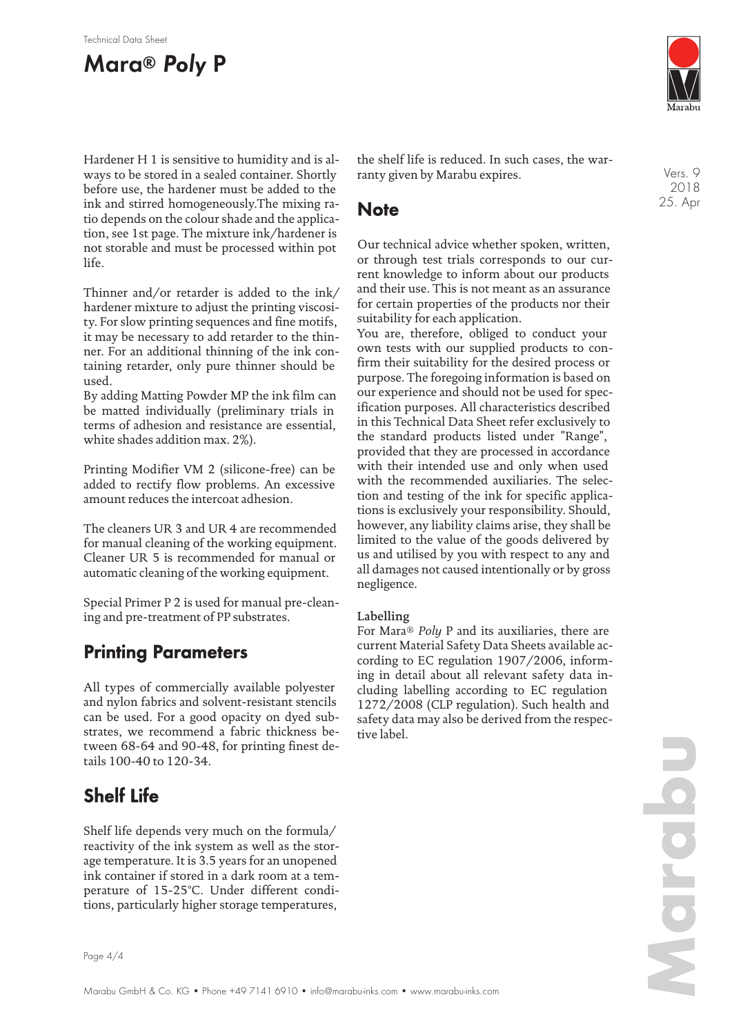Hardener H 1 is sensitive to humidity and is always to be stored in a sealed container. Shortly before use, the hardener must be added to the ink and stirred homogeneously.The mixing ratio depends on the colour shade and the application, see 1st page. The mixture ink/hardener is not storable and must be processed within pot life.

Thinner and/or retarder is added to the ink/hardener mixture to adjust the printing viscosity. For slow printing sequences and fine motifs, it may be necessary to add retarder to the thinner. For an additional thinning of the ink containing retarder, only pure thinner should be used.
By adding Matting Powder MP the ink film can be matted individually (preliminary trials in terms of adhesion and resistance are essential, white shades addition max. 2%).

Printing Modifier VM 2 (silicone-free) can be added to rectify flow problems. An excessive amount reduces the intercoat adhesion.

The cleaners UR 3 and UR 4 are recommended for manual cleaning of the working equipment. Cleaner UR 5 is recommended for manual or automatic cleaning of the working equipment.

Special Primer P 2 is used for manual pre-cleaning and pre-treatment of PP substrates.

## Printing Parameters

All types of commercially available polyester and nylon fabrics and solvent-resistant stencils can be used. For a good opacity on dyed substrates, we recommend a fabric thickness between 68-64 and 90-48, for printing finest details 100-40 to 120-34.

## Shelf Life

Shelf life depends very much on the formula/reactivity of the ink system as well as the storage temperature. It is 3.5 years for an unopened ink container if stored in a dark room at a temperature of 15-25°C. Under different conditions, particularly higher storage temperatures, the shelf life is reduced. In such cases, the warranty given by Marabu expires.

## Note

Our technical advice whether spoken, written, or through test trials corresponds to our current knowledge to inform about our products and their use. This is not meant as an assurance for certain properties of the products nor their suitability for each application.
You are, therefore, obliged to conduct your own tests with our supplied products to confirm their suitability for the desired process or purpose. The foregoing information is based on our experience and should not be used for specification purposes. All characteristics described in this Technical Data Sheet refer exclusively to the standard products listed under "Range", provided that they are processed in accordance with their intended use and only when used with the recommended auxiliaries. The selection and testing of the ink for specific applications is exclusively your responsibility. Should, however, any liability claims arise, they shall be limited to the value of the goods delivered by us and utilised by you with respect to any and all damages not caused intentionally or by gross negligence.

### Labelling

For Mara® *Poly* P and its auxiliaries, there are current Material Safety Data Sheets available according to EC regulation 1907/2006, informing in detail about all relevant safety data including labelling according to EC regulation 1272/2008 (CLP regulation). Such health and safety data may also be derived from the respective label.